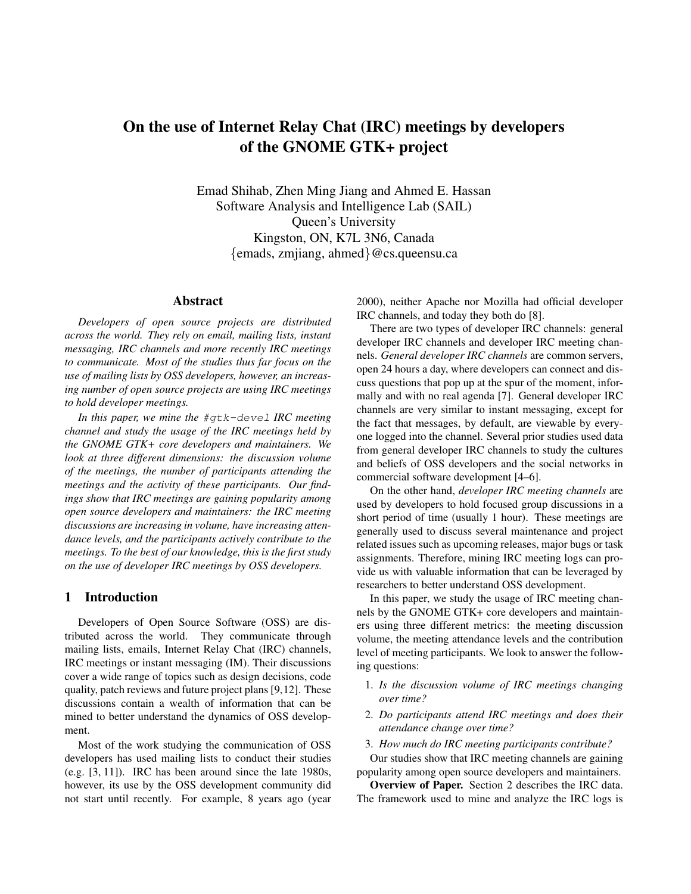# On the use of Internet Relay Chat (IRC) meetings by developers of the GNOME GTK+ project

Emad Shihab, Zhen Ming Jiang and Ahmed E. Hassan
Software Analysis and Intelligence Lab (SAIL)
Queen's University
Kingston, ON, K7L 3N6, Canada
{emads, zmjiang, ahmed}@cs.queensu.ca

## Abstract

*Developers of open source projects are distributed across the world. They rely on email, mailing lists, instant messaging, IRC channels and more recently IRC meetings to communicate. Most of the studies thus far focus on the use of mailing lists by OSS developers, however, an increasing number of open source projects are using IRC meetings to hold developer meetings.*

*In this paper, we mine the `#gtk-devel` IRC meeting channel and study the usage of the IRC meetings held by the GNOME GTK+ core developers and maintainers. We look at three different dimensions: the discussion volume of the meetings, the number of participants attending the meetings and the activity of these participants. Our findings show that IRC meetings are gaining popularity among open source developers and maintainers: the IRC meeting discussions are increasing in volume, have increasing attendance levels, and the participants actively contribute to the meetings. To the best of our knowledge, this is the first study on the use of developer IRC meetings by OSS developers.*

## 1 Introduction

Developers of Open Source Software (OSS) are distributed across the world. They communicate through mailing lists, emails, Internet Relay Chat (IRC) channels, IRC meetings or instant messaging (IM). Their discussions cover a wide range of topics such as design decisions, code quality, patch reviews and future project plans [9,12]. These discussions contain a wealth of information that can be mined to better understand the dynamics of OSS development.

Most of the work studying the communication of OSS developers has used mailing lists to conduct their studies (e.g. [3, 11]). IRC has been around since the late 1980s, however, its use by the OSS development community did not start until recently. For example, 8 years ago (year 2000), neither Apache nor Mozilla had official developer IRC channels, and today they both do [8].

There are two types of developer IRC channels: general developer IRC channels and developer IRC meeting channels. *General developer IRC channels* are common servers, open 24 hours a day, where developers can connect and discuss questions that pop up at the spur of the moment, informally and with no real agenda [7]. General developer IRC channels are very similar to instant messaging, except for the fact that messages, by default, are viewable by everyone logged into the channel. Several prior studies used data from general developer IRC channels to study the cultures and beliefs of OSS developers and the social networks in commercial software development [4–6].

On the other hand, *developer IRC meeting channels* are used by developers to hold focused group discussions in a short period of time (usually 1 hour). These meetings are generally used to discuss several maintenance and project related issues such as upcoming releases, major bugs or task assignments. Therefore, mining IRC meeting logs can provide us with valuable information that can be leveraged by researchers to better understand OSS development.

In this paper, we study the usage of IRC meeting channels by the GNOME GTK+ core developers and maintainers using three different metrics: the meeting discussion volume, the meeting attendance levels and the contribution level of meeting participants. We look to answer the following questions:

1. *Is the discussion volume of IRC meetings changing over time?*
2. *Do participants attend IRC meetings and does their attendance change over time?*
3. *How much do IRC meeting participants contribute?*

Our studies show that IRC meeting channels are gaining popularity among open source developers and maintainers.

**Overview of Paper.** Section 2 describes the IRC data. The framework used to mine and analyze the IRC logs is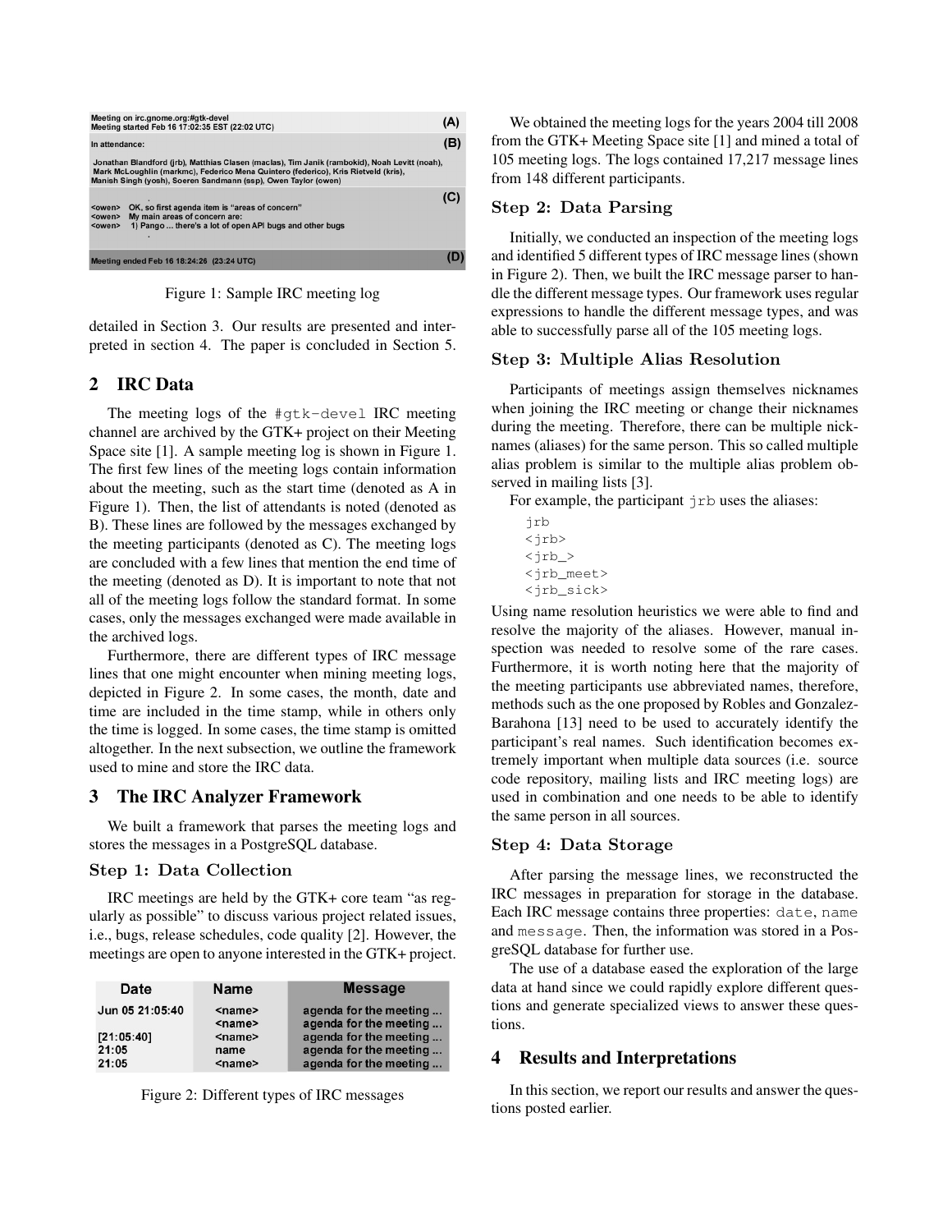| Meeting on irc.gnome.org:#gtk-devel Meeting started Feb 16 17:02:35 EST (22:02 UTC) | (A) |
|---|---|
| In attendance: | (B) |
| Jonathan Blandford (jrb), Matthias Clasen (maclas), Tim Janik (rambokid), Noah Levitt (noah), Mark McLoughlin (markmc), Federico Mena Quintero (federico), Kris Rietveld (kris), Manish Singh (yosh), Soeren Sandmann (ssp), Owen Taylor (owen) | |
| . <owen> OK, so first agenda item is "areas of concern" <owen> My main areas of concern are: <owen> 1) Pango ... there's a lot of open API bugs and other bugs . | (C) |
| Meeting ended Feb 16 18:24:26 (23:24 UTC) | (D) |

Figure 1: Sample IRC meeting log

detailed in Section 3. Our results are presented and interpreted in section 4. The paper is concluded in Section 5.

## 2 IRC Data

The meeting logs of the `#gtk-devel` IRC meeting channel are archived by the GTK+ project on their Meeting Space site [1]. A sample meeting log is shown in Figure 1. The first few lines of the meeting logs contain information about the meeting, such as the start time (denoted as A in Figure 1). Then, the list of attendants is noted (denoted as B). These lines are followed by the messages exchanged by the meeting participants (denoted as C). The meeting logs are concluded with a few lines that mention the end time of the meeting (denoted as D). It is important to note that not all of the meeting logs follow the standard format. In some cases, only the messages exchanged were made available in the archived logs.

Furthermore, there are different types of IRC message lines that one might encounter when mining meeting logs, depicted in Figure 2. In some cases, the month, date and time are included in the time stamp, while in others only the time is logged. In some cases, the time stamp is omitted altogether. In the next subsection, we outline the framework used to mine and store the IRC data.

## 3 The IRC Analyzer Framework

We built a framework that parses the meeting logs and stores the messages in a PostgreSQL database.

### Step 1: Data Collection

IRC meetings are held by the GTK+ core team "as regularly as possible" to discuss various project related issues, i.e., bugs, release schedules, code quality [2]. However, the meetings are open to anyone interested in the GTK+ project.

| Date | Name | Message |
|---|---|---|
| Jun 05 21:05:40 | <name> | agenda for the meeting ... |
| | <name> | agenda for the meeting ... |
| [21:05:40] | <name> | agenda for the meeting ... |
| 21:05 | name | agenda for the meeting ... |
| 21:05 | <name> | agenda for the meeting ... |

Figure 2: Different types of IRC messages

We obtained the meeting logs for the years 2004 till 2008 from the GTK+ Meeting Space site [1] and mined a total of 105 meeting logs. The logs contained 17,217 message lines from 148 different participants.

### Step 2: Data Parsing

Initially, we conducted an inspection of the meeting logs and identified 5 different types of IRC message lines (shown in Figure 2). Then, we built the IRC message parser to handle the different message types. Our framework uses regular expressions to handle the different message types, and was able to successfully parse all of the 105 meeting logs.

### Step 3: Multiple Alias Resolution

Participants of meetings assign themselves nicknames when joining the IRC meeting or change their nicknames during the meeting. Therefore, there can be multiple nicknames (aliases) for the same person. This so called multiple alias problem is similar to the multiple alias problem observed in mailing lists [3].

For example, the participant `jrb` uses the aliases:

```
jrb
<jrb>
<jrb_>
<jrb_meet>
<jrb_sick>
```

Using name resolution heuristics we were able to find and resolve the majority of the aliases. However, manual inspection was needed to resolve some of the rare cases. Furthermore, it is worth noting here that the majority of the meeting participants use abbreviated names, therefore, methods such as the one proposed by Robles and Gonzalez-Barahona [13] need to be used to accurately identify the participant's real names. Such identification becomes extremely important when multiple data sources (i.e. source code repository, mailing lists and IRC meeting logs) are used in combination and one needs to be able to identify the same person in all sources.

### Step 4: Data Storage

After parsing the message lines, we reconstructed the IRC messages in preparation for storage in the database. Each IRC message contains three properties: `date`, `name` and `message`. Then, the information was stored in a PosgreSQL database for further use.

The use of a database eased the exploration of the large data at hand since we could rapidly explore different questions and generate specialized views to answer these questions.

## 4 Results and Interpretations

In this section, we report our results and answer the questions posted earlier.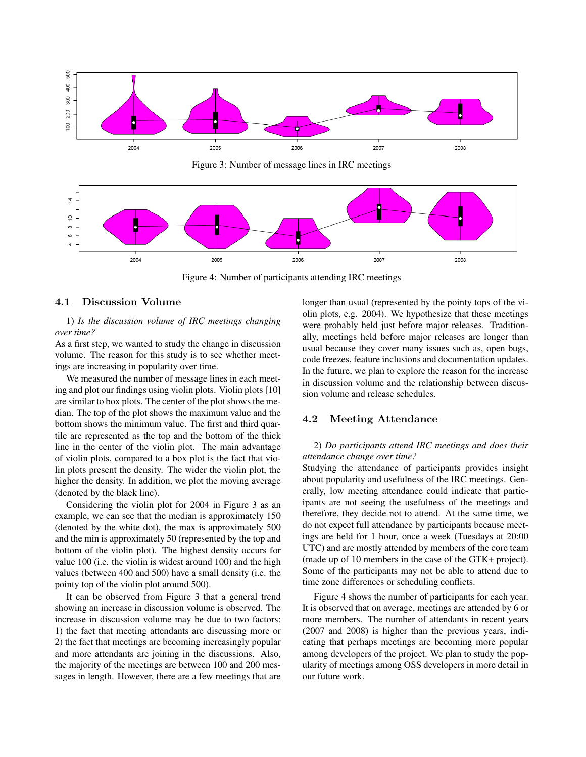Figure 3: Number of message lines in IRC meetings

Figure 4: Number of participants attending IRC meetings

### 4.1 Discussion Volume

1) *Is the discussion volume of IRC meetings changing over time?*

As a first step, we wanted to study the change in discussion volume. The reason for this study is to see whether meetings are increasing in popularity over time.

We measured the number of message lines in each meeting and plot our findings using violin plots. Violin plots [10] are similar to box plots. The center of the plot shows the median. The top of the plot shows the maximum value and the bottom shows the minimum value. The first and third quartile are represented as the top and the bottom of the thick line in the center of the violin plot. The main advantage of violin plots, compared to a box plot is the fact that violin plots present the density. The wider the violin plot, the higher the density. In addition, we plot the moving average (denoted by the black line).

Considering the violin plot for 2004 in Figure 3 as an example, we can see that the median is approximately 150 (denoted by the white dot), the max is approximately 500 and the min is approximately 50 (represented by the top and bottom of the violin plot). The highest density occurs for value 100 (i.e. the violin is widest around 100) and the high values (between 400 and 500) have a small density (i.e. the pointy top of the violin plot around 500).

It can be observed from Figure 3 that a general trend showing an increase in discussion volume is observed. The increase in discussion volume may be due to two factors: 1) the fact that meeting attendants are discussing more or 2) the fact that meetings are becoming increasingly popular and more attendants are joining in the discussions. Also, the majority of the meetings are between 100 and 200 messages in length. However, there are a few meetings that are longer than usual (represented by the pointy tops of the violin plots, e.g. 2004). We hypothesize that these meetings were probably held just before major releases. Traditionally, meetings held before major releases are longer than usual because they cover many issues such as, open bugs, code freezes, feature inclusions and documentation updates. In the future, we plan to explore the reason for the increase in discussion volume and the relationship between discussion volume and release schedules.

### 4.2 Meeting Attendance

2) *Do participants attend IRC meetings and does their attendance change over time?*

Studying the attendance of participants provides insight about popularity and usefulness of the IRC meetings. Generally, low meeting attendance could indicate that participants are not seeing the usefulness of the meetings and therefore, they decide not to attend. At the same time, we do not expect full attendance by participants because meetings are held for 1 hour, once a week (Tuesdays at 20:00 UTC) and are mostly attended by members of the core team (made up of 10 members in the case of the GTK+ project). Some of the participants may not be able to attend due to time zone differences or scheduling conflicts.

Figure 4 shows the number of participants for each year. It is observed that on average, meetings are attended by 6 or more members. The number of attendants in recent years (2007 and 2008) is higher than the previous years, indicating that perhaps meetings are becoming more popular among developers of the project. We plan to study the popularity of meetings among OSS developers in more detail in our future work.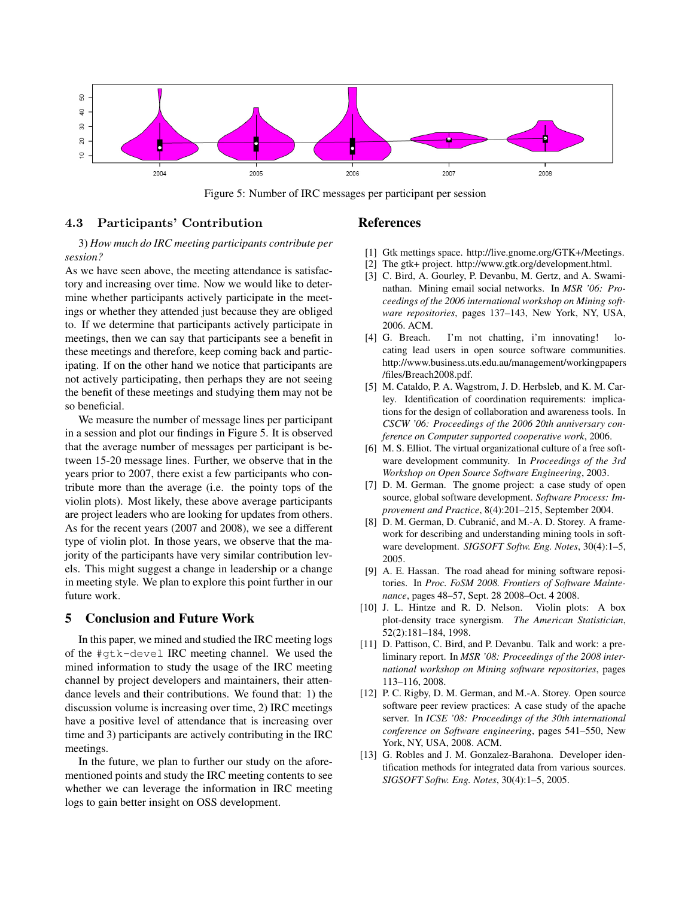10
20
30
40
50

2004
2005
2006
2007
2008

Figure 5: Number of IRC messages per participant per session

### 4.3 Participants' Contribution

3) *How much do IRC meeting participants contribute per session?*

As we have seen above, the meeting attendance is satisfactory and increasing over time. Now we would like to determine whether participants actively participate in the meetings or whether they attended just because they are obliged to. If we determine that participants actively participate in meetings, then we can say that participants see a benefit in these meetings and therefore, keep coming back and participating. If on the other hand we notice that participants are not actively participating, then perhaps they are not seeing the benefit of these meetings and studying them may not be so beneficial.

We measure the number of message lines per participant in a session and plot our findings in Figure 5. It is observed that the average number of messages per participant is between 15-20 message lines. Further, we observe that in the years prior to 2007, there exist a few participants who contribute more than the average (i.e. the pointy tops of the violin plots). Most likely, these above average participants are project leaders who are looking for updates from others. As for the recent years (2007 and 2008), we see a different type of violin plot. In those years, we observe that the majority of the participants have very similar contribution levels. This might suggest a change in leadership or a change in meeting style. We plan to explore this point further in our future work.

## 5 Conclusion and Future Work

In this paper, we mined and studied the IRC meeting logs of the `#gtk-devel` IRC meeting channel. We used the mined information to study the usage of the IRC meeting channel by project developers and maintainers, their attendance levels and their contributions. We found that: 1) the discussion volume is increasing over time, 2) IRC meetings have a positive level of attendance that is increasing over time and 3) participants are actively contributing in the IRC meetings.

In the future, we plan to further our study on the aforementioned points and study the IRC meeting contents to see whether we can leverage the information in IRC meeting logs to gain better insight on OSS development.

## References

[1] Gtk mettings space. http://live.gnome.org/GTK+/Meetings.

[2] The gtk+ project. http://www.gtk.org/development.html.

[3] C. Bird, A. Gourley, P. Devanbu, M. Gertz, and A. Swaminathan. Mining email social networks. In *MSR '06: Proceedings of the 2006 international workshop on Mining software repositories*, pages 137–143, New York, NY, USA, 2006. ACM.

[4] G. Breach. I'm not chatting, i'm innovating! locating lead users in open source software communities. http://www.business.uts.edu.au/management/workingpapers/files/Breach2008.pdf.

[5] M. Cataldo, P. A. Wagstrom, J. D. Herbsleb, and K. M. Carley. Identification of coordination requirements: implications for the design of collaboration and awareness tools. In *CSCW '06: Proceedings of the 2006 20th anniversary conference on Computer supported cooperative work*, 2006.

[6] M. S. Elliot. The virtual organizational culture of a free software development community. In *Proceedings of the 3rd Workshop on Open Source Software Engineering*, 2003.

[7] D. M. German. The gnome project: a case study of open source, global software development. *Software Process: Improvement and Practice*, 8(4):201–215, September 2004.

[8] D. M. German, D. Cubranić, and M.-A. D. Storey. A framework for describing and understanding mining tools in software development. *SIGSOFT Softw. Eng. Notes*, 30(4):1–5, 2005.

[9] A. E. Hassan. The road ahead for mining software repositories. In *Proc. FoSM 2008. Frontiers of Software Maintenance*, pages 48–57, Sept. 28 2008–Oct. 4 2008.

[10] J. L. Hintze and R. D. Nelson. Violin plots: A box plot-density trace synergism. *The American Statistician*, 52(2):181–184, 1998.

[11] D. Pattison, C. Bird, and P. Devanbu. Talk and work: a preliminary report. In *MSR '08: Proceedings of the 2008 international workshop on Mining software repositories*, pages 113–116, 2008.

[12] P. C. Rigby, D. M. German, and M.-A. Storey. Open source software peer review practices: A case study of the apache server. In *ICSE '08: Proceedings of the 30th international conference on Software engineering*, pages 541–550, New York, NY, USA, 2008. ACM.

[13] G. Robles and J. M. Gonzalez-Barahona. Developer identification methods for integrated data from various sources. *SIGSOFT Softw. Eng. Notes*, 30(4):1–5, 2005.